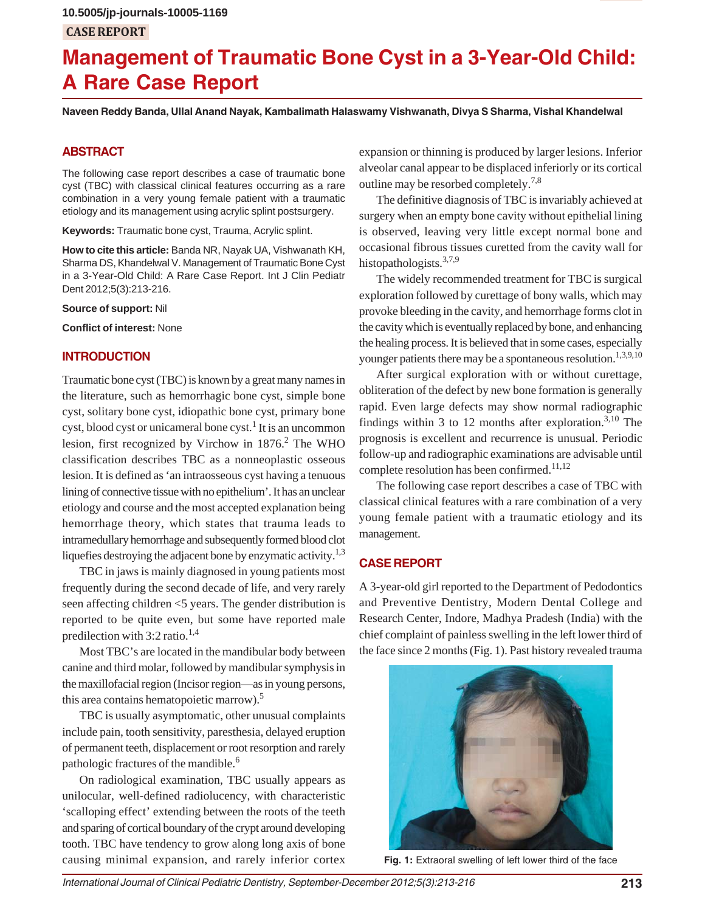10.5005/jp-journals-10005-1169

CASE REPORT

# Management of Traumatic Bone Cyst in a 3-Year-Old Child: A Rare Case Report

**Naveen Reddy Banda, Ullal Anand Nayak, Kambalimath Halaswamy Vishwanath, Divya S Sharma, Vishal Khandelwal**

## ABSTRACT

The following case report describes a case of traumatic bone cyst (TBC) with classical clinical features occurring as a rare combination in a very young female patient with a traumatic etiology and its management using acrylic splint postsurgery.

**Keywords:** Traumatic bone cyst, Trauma, Acrylic splint.

**How to cite this article:** Banda NR, Nayak UA, Vishwanath KH, Sharma DS, Khandelwal V. Management of Traumatic Bone Cyst in a 3-Year-Old Child: A Rare Case Report. Int J Clin Pediatr Dent 2012;5(3):213-216.

**Source of support:** Nil

**Conflict of interest:** None

## INTRODUCTION

Traumatic bone cyst (TBC) is known by a great many names in the literature, such as hemorrhagic bone cyst, simple bone cyst, solitary bone cyst, idiopathic bone cyst, primary bone cyst, blood cyst or unicameral bone cyst.[1] It is an uncommon lesion, first recognized by Virchow in 1876.[2] The WHO classification describes TBC as a nonneoplastic osseous lesion. It is defined as 'an intraosseous cyst having a tenuous lining of connective tissue with no epithelium'. It has an unclear etiology and course and the most accepted explanation being hemorrhage theory, which states that trauma leads to intramedullary hemorrhage and subsequently formed blood clot liquefies destroying the adjacent bone by enzymatic activity.[1,3]

TBC in jaws is mainly diagnosed in young patients most frequently during the second decade of life, and very rarely seen affecting children <5 years. The gender distribution is reported to be quite even, but some have reported male predilection with 3:2 ratio.[1,4]

Most TBC's are located in the mandibular body between canine and third molar, followed by mandibular symphysis in the maxillofacial region (Incisor region—as in young persons, this area contains hematopoietic marrow).[5]

TBC is usually asymptomatic, other unusual complaints include pain, tooth sensitivity, paresthesia, delayed eruption of permanent teeth, displacement or root resorption and rarely pathologic fractures of the mandible.[6]

On radiological examination, TBC usually appears as unilocular, well-defined radiolucency, with characteristic 'scalloping effect' extending between the roots of the teeth and sparing of cortical boundary of the crypt around developing tooth. TBC have tendency to grow along long axis of bone causing minimal expansion, and rarely inferior cortex expansion or thinning is produced by larger lesions. Inferior alveolar canal appear to be displaced inferiorly or its cortical outline may be resorbed completely.[7,8]

The definitive diagnosis of TBC is invariably achieved at surgery when an empty bone cavity without epithelial lining is observed, leaving very little except normal bone and occasional fibrous tissues curetted from the cavity wall for histopathologists.[3,7,9]

The widely recommended treatment for TBC is surgical exploration followed by curettage of bony walls, which may provoke bleeding in the cavity, and hemorrhage forms clot in the cavity which is eventually replaced by bone, and enhancing the healing process. It is believed that in some cases, especially younger patients there may be a spontaneous resolution.[1,3,9,10]

After surgical exploration with or without curettage, obliteration of the defect by new bone formation is generally rapid. Even large defects may show normal radiographic findings within 3 to 12 months after exploration.[3,10] The prognosis is excellent and recurrence is unusual. Periodic follow-up and radiographic examinations are advisable until complete resolution has been confirmed.[11,12]

The following case report describes a case of TBC with classical clinical features with a rare combination of a very young female patient with a traumatic etiology and its management.

## CASE REPORT

A 3-year-old girl reported to the Department of Pedodontics and Preventive Dentistry, Modern Dental College and Research Center, Indore, Madhya Pradesh (India) with the chief complaint of painless swelling in the left lower third of the face since 2 months (Fig. 1). Past history revealed trauma

**Fig. 1:** Extraoral swelling of left lower third of the face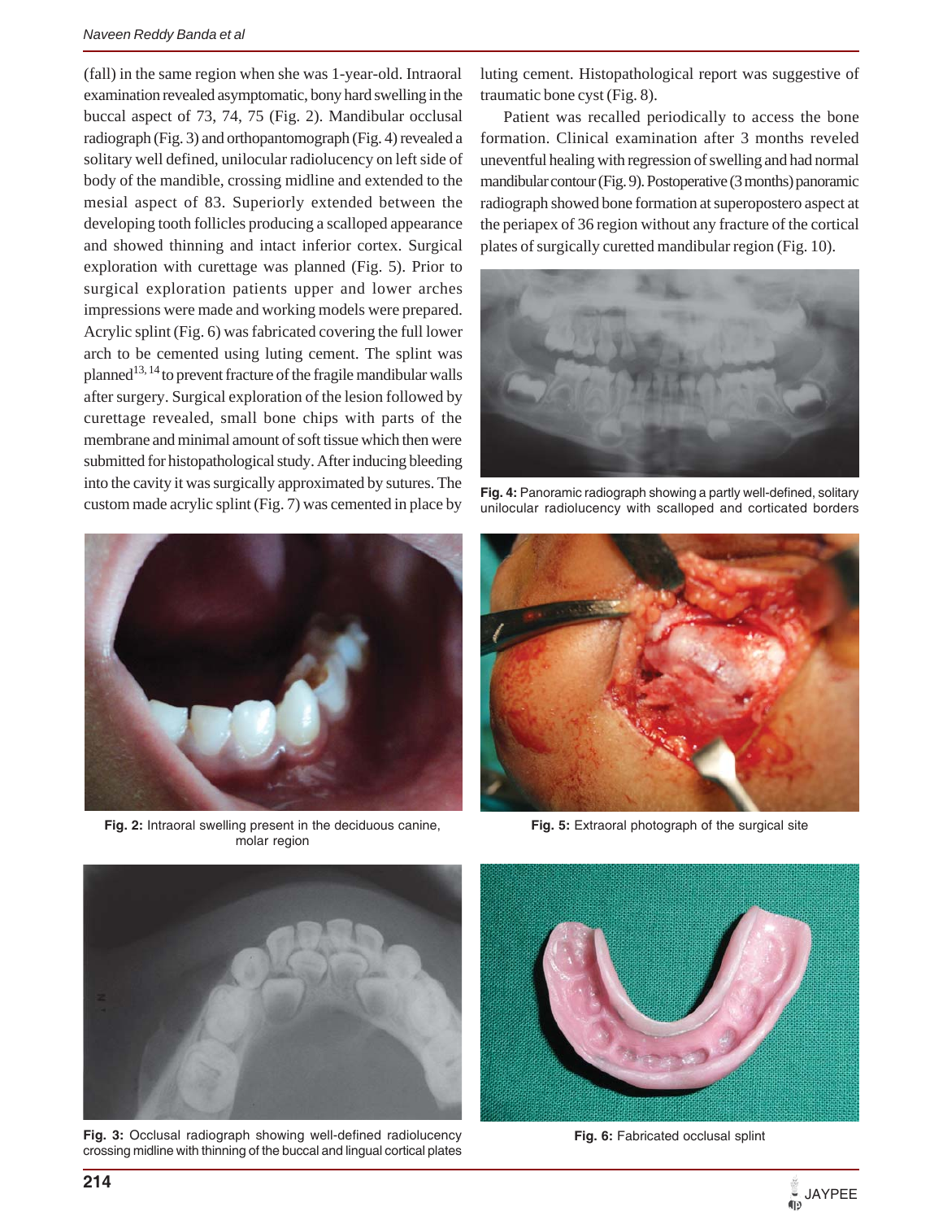(fall) in the same region when she was 1-year-old. Intraoral examination revealed asymptomatic, bony hard swelling in the buccal aspect of 73, 74, 75 (Fig. 2). Mandibular occlusal radiograph (Fig. 3) and orthopantomograph (Fig. 4) revealed a solitary well defined, unilocular radiolucency on left side of body of the mandible, crossing midline and extended to the mesial aspect of 83. Superiorly extended between the developing tooth follicles producing a scalloped appearance and showed thinning and intact inferior cortex. Surgical exploration with curettage was planned (Fig. 5). Prior to surgical exploration patients upper and lower arches impressions were made and working models were prepared. Acrylic splint (Fig. 6) was fabricated covering the full lower arch to be cemented using luting cement. The splint was planned[13,14] to prevent fracture of the fragile mandibular walls after surgery. Surgical exploration of the lesion followed by curettage revealed, small bone chips with parts of the membrane and minimal amount of soft tissue which then were submitted for histopathological study. After inducing bleeding into the cavity it was surgically approximated by sutures. The custom made acrylic splint (Fig. 7) was cemented in place by luting cement. Histopathological report was suggestive of traumatic bone cyst (Fig. 8).

Patient was recalled periodically to access the bone formation. Clinical examination after 3 months reveled uneventful healing with regression of swelling and had normal mandibular contour (Fig. 9). Postoperative (3 months) panoramic radiograph showed bone formation at superopostero aspect at the periapex of 36 region without any fracture of the cortical plates of surgically curetted mandibular region (Fig. 10).

**Fig. 4:** Panoramic radiograph showing a partly well-defined, solitary unilocular radiolucency with scalloped and corticated borders

**Fig. 2:** Intraoral swelling present in the deciduous canine, molar region

**Fig. 5:** Extraoral photograph of the surgical site

**Fig. 3:** Occlusal radiograph showing well-defined radiolucency crossing midline with thinning of the buccal and lingual cortical plates

**Fig. 6:** Fabricated occlusal splint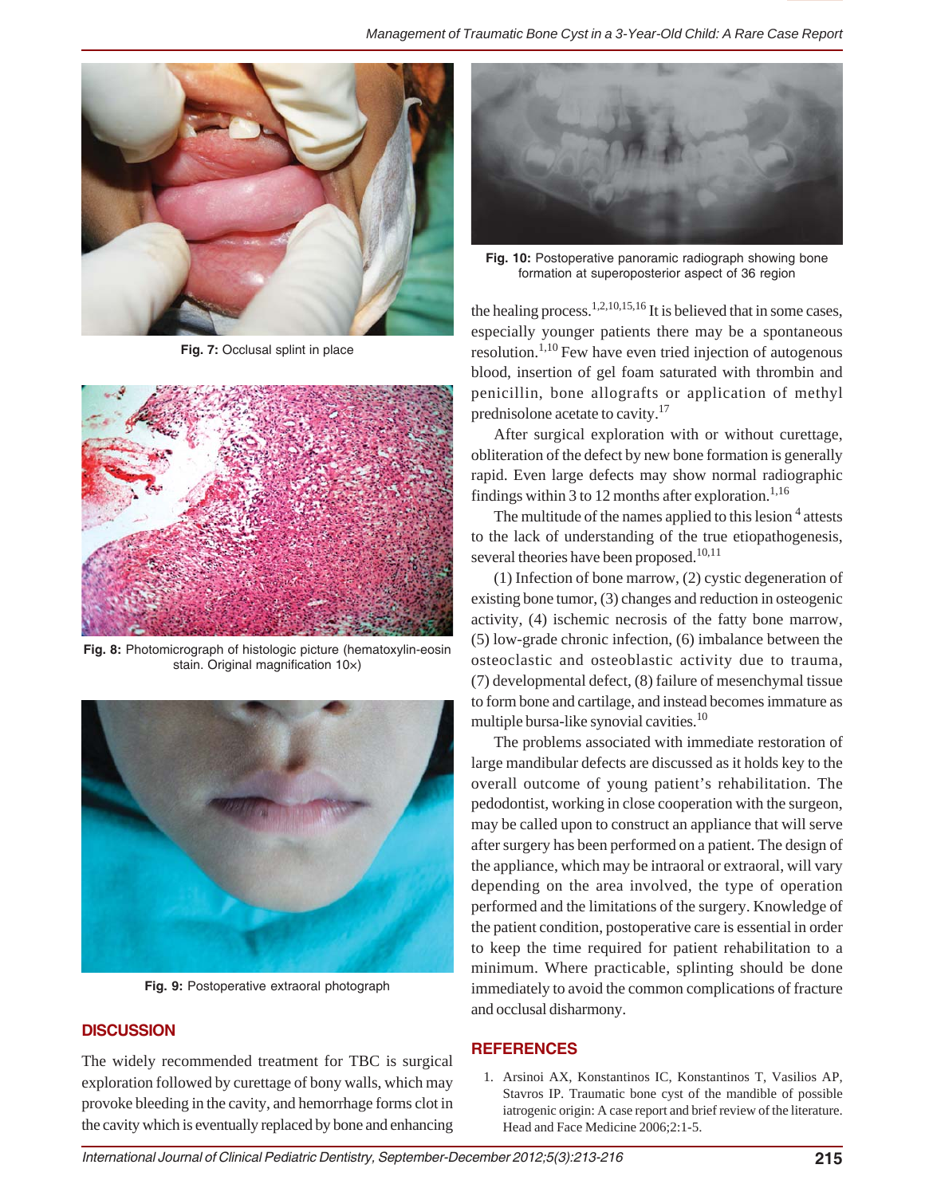Fig. 7: Occlusal splint in place

Fig. 8: Photomicrograph of histologic picture (hematoxylin-eosin stain. Original magnification 10×)

Fig. 9: Postoperative extraoral photograph

## DISCUSSION

The widely recommended treatment for TBC is surgical exploration followed by curettage of bony walls, which may provoke bleeding in the cavity, and hemorrhage forms clot in the cavity which is eventually replaced by bone and enhancing the healing process.[1,2,10,15,16] It is believed that in some cases, especially younger patients there may be a spontaneous resolution.[1,10] Few have even tried injection of autogenous blood, insertion of gel foam saturated with thrombin and penicillin, bone allografts or application of methyl prednisolone acetate to cavity.[17]

Fig. 10: Postoperative panoramic radiograph showing bone formation at superoposterior aspect of 36 region

After surgical exploration with or without curettage, obliteration of the defect by new bone formation is generally rapid. Even large defects may show normal radiographic findings within 3 to 12 months after exploration.[1,16]

The multitude of the names applied to this lesion [4] attests to the lack of understanding of the true etiopathogenesis, several theories have been proposed.[10,11]

(1) Infection of bone marrow, (2) cystic degeneration of existing bone tumor, (3) changes and reduction in osteogenic activity, (4) ischemic necrosis of the fatty bone marrow, (5) low-grade chronic infection, (6) imbalance between the osteoclastic and osteoblastic activity due to trauma, (7) developmental defect, (8) failure of mesenchymal tissue to form bone and cartilage, and instead becomes immature as multiple bursa-like synovial cavities.[10]

The problems associated with immediate restoration of large mandibular defects are discussed as it holds key to the overall outcome of young patient's rehabilitation. The pedodontist, working in close cooperation with the surgeon, may be called upon to construct an appliance that will serve after surgery has been performed on a patient. The design of the appliance, which may be intraoral or extraoral, will vary depending on the area involved, the type of operation performed and the limitations of the surgery. Knowledge of the patient condition, postoperative care is essential in order to keep the time required for patient rehabilitation to a minimum. Where practicable, splinting should be done immediately to avoid the common complications of fracture and occlusal disharmony.

## REFERENCES

1. Arsinoi AX, Konstantinos IC, Konstantinos T, Vasilios AP, Stavros IP. Traumatic bone cyst of the mandible of possible iatrogenic origin: A case report and brief review of the literature. Head and Face Medicine 2006;2:1-5.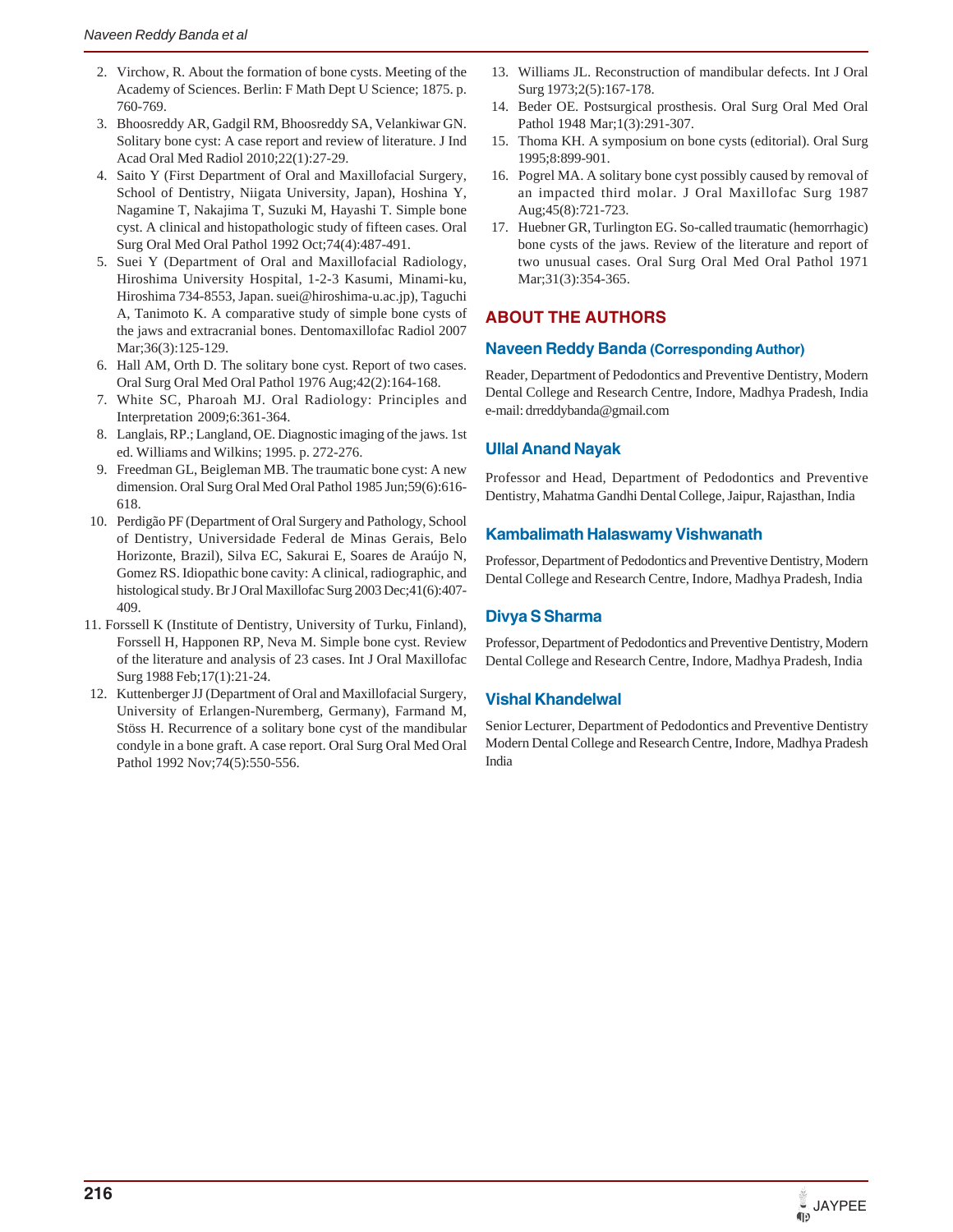2. Virchow, R. About the formation of bone cysts. Meeting of the Academy of Sciences. Berlin: F Math Dept U Science; 1875. p. 760-769.
3. Bhoosreddy AR, Gadgil RM, Bhoosreddy SA, Velankiwar GN. Solitary bone cyst: A case report and review of literature. J Ind Acad Oral Med Radiol 2010;22(1):27-29.
4. Saito Y (First Department of Oral and Maxillofacial Surgery, School of Dentistry, Niigata University, Japan), Hoshina Y, Nagamine T, Nakajima T, Suzuki M, Hayashi T. Simple bone cyst. A clinical and histopathologic study of fifteen cases. Oral Surg Oral Med Oral Pathol 1992 Oct;74(4):487-491.
5. Suei Y (Department of Oral and Maxillofacial Radiology, Hiroshima University Hospital, 1-2-3 Kasumi, Minami-ku, Hiroshima 734-8553, Japan. suei@hiroshima-u.ac.jp), Taguchi A, Tanimoto K. A comparative study of simple bone cysts of the jaws and extracranial bones. Dentomaxillofac Radiol 2007 Mar;36(3):125-129.
6. Hall AM, Orth D. The solitary bone cyst. Report of two cases. Oral Surg Oral Med Oral Pathol 1976 Aug;42(2):164-168.
7. White SC, Pharoah MJ. Oral Radiology: Principles and Interpretation 2009;6:361-364.
8. Langlais, RP.; Langland, OE. Diagnostic imaging of the jaws. 1st ed. Williams and Wilkins; 1995. p. 272-276.
9. Freedman GL, Beigleman MB. The traumatic bone cyst: A new dimension. Oral Surg Oral Med Oral Pathol 1985 Jun;59(6):616-618.
10. Perdigão PF (Department of Oral Surgery and Pathology, School of Dentistry, Universidade Federal de Minas Gerais, Belo Horizonte, Brazil), Silva EC, Sakurai E, Soares de Araújo N, Gomez RS. Idiopathic bone cavity: A clinical, radiographic, and histological study. Br J Oral Maxillofac Surg 2003 Dec;41(6):407-409.
11. Forssell K (Institute of Dentistry, University of Turku, Finland), Forssell H, Happonen RP, Neva M. Simple bone cyst. Review of the literature and analysis of 23 cases. Int J Oral Maxillofac Surg 1988 Feb;17(1):21-24.
12. Kuttenberger JJ (Department of Oral and Maxillofacial Surgery, University of Erlangen-Nuremberg, Germany), Farmand M, Stöss H. Recurrence of a solitary bone cyst of the mandibular condyle in a bone graft. A case report. Oral Surg Oral Med Oral Pathol 1992 Nov;74(5):550-556.
13. Williams JL. Reconstruction of mandibular defects. Int J Oral Surg 1973;2(5):167-178.
14. Beder OE. Postsurgical prosthesis. Oral Surg Oral Med Oral Pathol 1948 Mar;1(3):291-307.
15. Thoma KH. A symposium on bone cysts (editorial). Oral Surg 1995;8:899-901.
16. Pogrel MA. A solitary bone cyst possibly caused by removal of an impacted third molar. J Oral Maxillofac Surg 1987 Aug;45(8):721-723.
17. Huebner GR, Turlington EG. So-called traumatic (hemorrhagic) bone cysts of the jaws. Review of the literature and report of two unusual cases. Oral Surg Oral Med Oral Pathol 1971 Mar;31(3):354-365.

## ABOUT THE AUTHORS

### Naveen Reddy Banda (Corresponding Author)

Reader, Department of Pedodontics and Preventive Dentistry, Modern Dental College and Research Centre, Indore, Madhya Pradesh, India
e-mail: drreddybanda@gmail.com

### Ullal Anand Nayak

Professor and Head, Department of Pedodontics and Preventive Dentistry, Mahatma Gandhi Dental College, Jaipur, Rajasthan, India

### Kambalimath Halaswamy Vishwanath

Professor, Department of Pedodontics and Preventive Dentistry, Modern Dental College and Research Centre, Indore, Madhya Pradesh, India

### Divya S Sharma

Professor, Department of Pedodontics and Preventive Dentistry, Modern Dental College and Research Centre, Indore, Madhya Pradesh, India

### Vishal Khandelwal

Senior Lecturer, Department of Pedodontics and Preventive Dentistry Modern Dental College and Research Centre, Indore, Madhya Pradesh India